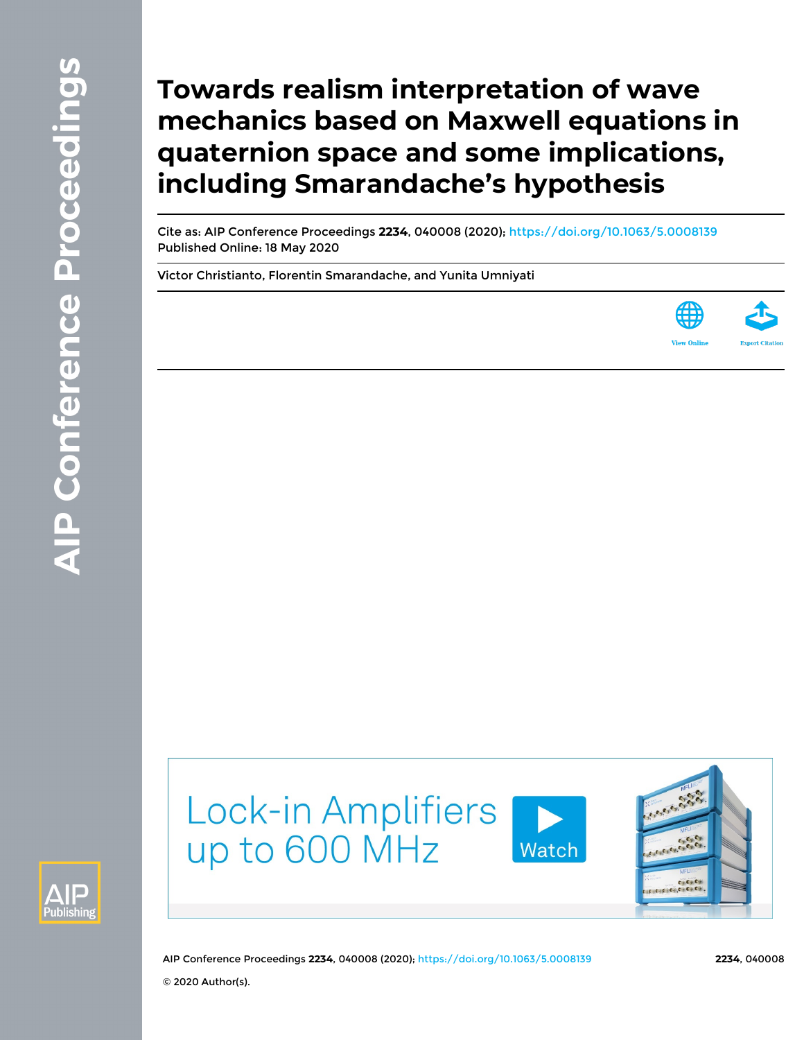# Towards realism interpretation of wave mechanics based on Maxwell equations in quaternion space and some implications, including Smarandache's hypothesis

Cite as: AIP Conference Proceedings **2234**, 040008 (2020); https://doi.org/10.1063/5.0008139
Published Online: 18 May 2020

Victor Christianto, Florentin Smarandache, and Yunita Umniyati

© 2020 Author(s).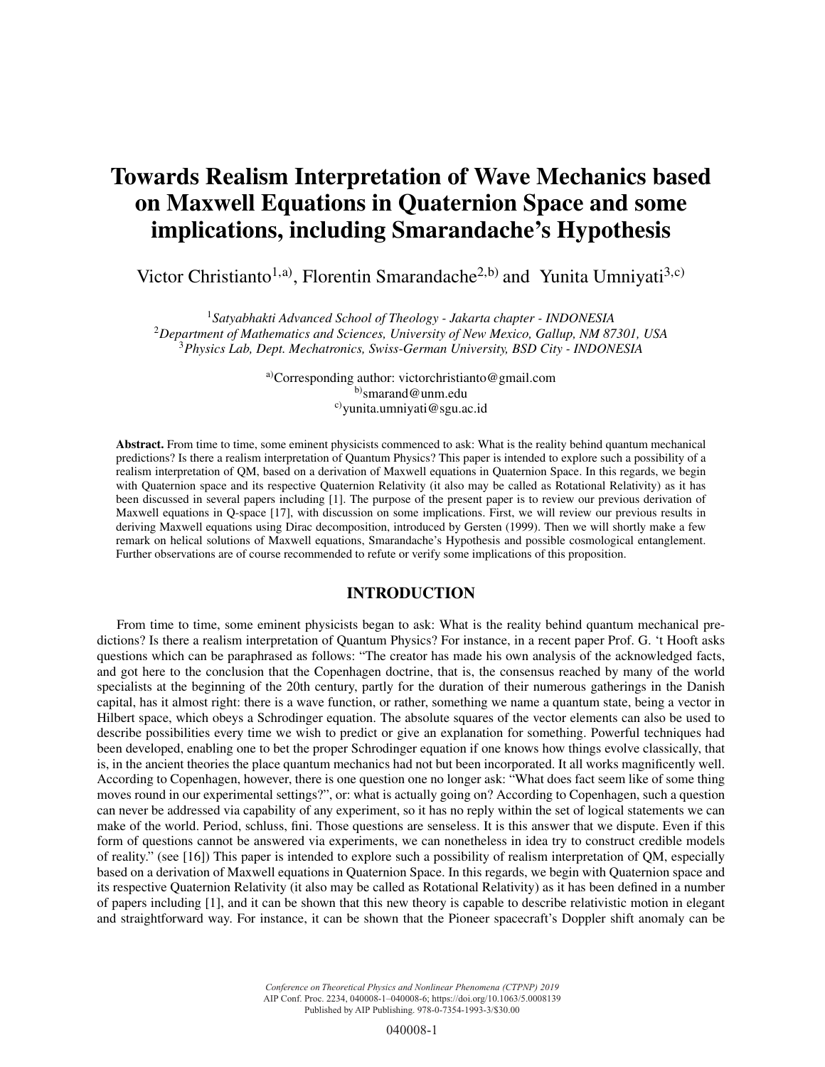# Towards Realism Interpretation of Wave Mechanics based on Maxwell Equations in Quaternion Space and some implications, including Smarandache's Hypothesis

Victor Christianto[1,a)], Florentin Smarandache[2,b)] and Yunita Umniyati[3,c)]

[1]*Satyabhakti Advanced School of Theology - Jakarta chapter - INDONESIA*
[2]*Department of Mathematics and Sciences, University of New Mexico, Gallup, NM 87301, USA*
[3]*Physics Lab, Dept. Mechatronics, Swiss-German University, BSD City - INDONESIA*

[a)]Corresponding author: victorchristianto@gmail.com
[b)]smarand@unm.edu
[c)]yunita.umniyati@sgu.ac.id

**Abstract.** From time to time, some eminent physicists commenced to ask: What is the reality behind quantum mechanical predictions? Is there a realism interpretation of Quantum Physics? This paper is intended to explore such a possibility of a realism interpretation of QM, based on a derivation of Maxwell equations in Quaternion Space. In this regards, we begin with Quaternion space and its respective Quaternion Relativity (it also may be called as Rotational Relativity) as it has been discussed in several papers including [1]. The purpose of the present paper is to review our previous derivation of Maxwell equations in Q-space [17], with discussion on some implications. First, we will review our previous results in deriving Maxwell equations using Dirac decomposition, introduced by Gersten (1999). Then we will shortly make a few remark on helical solutions of Maxwell equations, Smarandache's Hypothesis and possible cosmological entanglement. Further observations are of course recommended to refute or verify some implications of this proposition.

## INTRODUCTION

From time to time, some eminent physicists began to ask: What is the reality behind quantum mechanical predictions? Is there a realism interpretation of Quantum Physics? For instance, in a recent paper Prof. G. 't Hooft asks questions which can be paraphrased as follows: "The creator has made his own analysis of the acknowledged facts, and got here to the conclusion that the Copenhagen doctrine, that is, the consensus reached by many of the world specialists at the beginning of the 20th century, partly for the duration of their numerous gatherings in the Danish capital, has it almost right: there is a wave function, or rather, something we name a quantum state, being a vector in Hilbert space, which obeys a Schrodinger equation. The absolute squares of the vector elements can also be used to describe possibilities every time we wish to predict or give an explanation for something. Powerful techniques had been developed, enabling one to bet the proper Schrodinger equation if one knows how things evolve classically, that is, in the ancient theories the place quantum mechanics had not but been incorporated. It all works magnificently well. According to Copenhagen, however, there is one question one no longer ask: "What does fact seem like of some thing moves round in our experimental settings?", or: what is actually going on? According to Copenhagen, such a question can never be addressed via capability of any experiment, so it has no reply within the set of logical statements we can make of the world. Period, schluss, fini. Those questions are senseless. It is this answer that we dispute. Even if this form of questions cannot be answered via experiments, we can nonetheless in idea try to construct credible models of reality." (see [16]) This paper is intended to explore such a possibility of realism interpretation of QM, especially based on a derivation of Maxwell equations in Quaternion Space. In this regards, we begin with Quaternion space and its respective Quaternion Relativity (it also may be called as Rotational Relativity) as it has been defined in a number of papers including [1], and it can be shown that this new theory is capable to describe relativistic motion in elegant and straightforward way. For instance, it can be shown that the Pioneer spacecraft's Doppler shift anomaly can be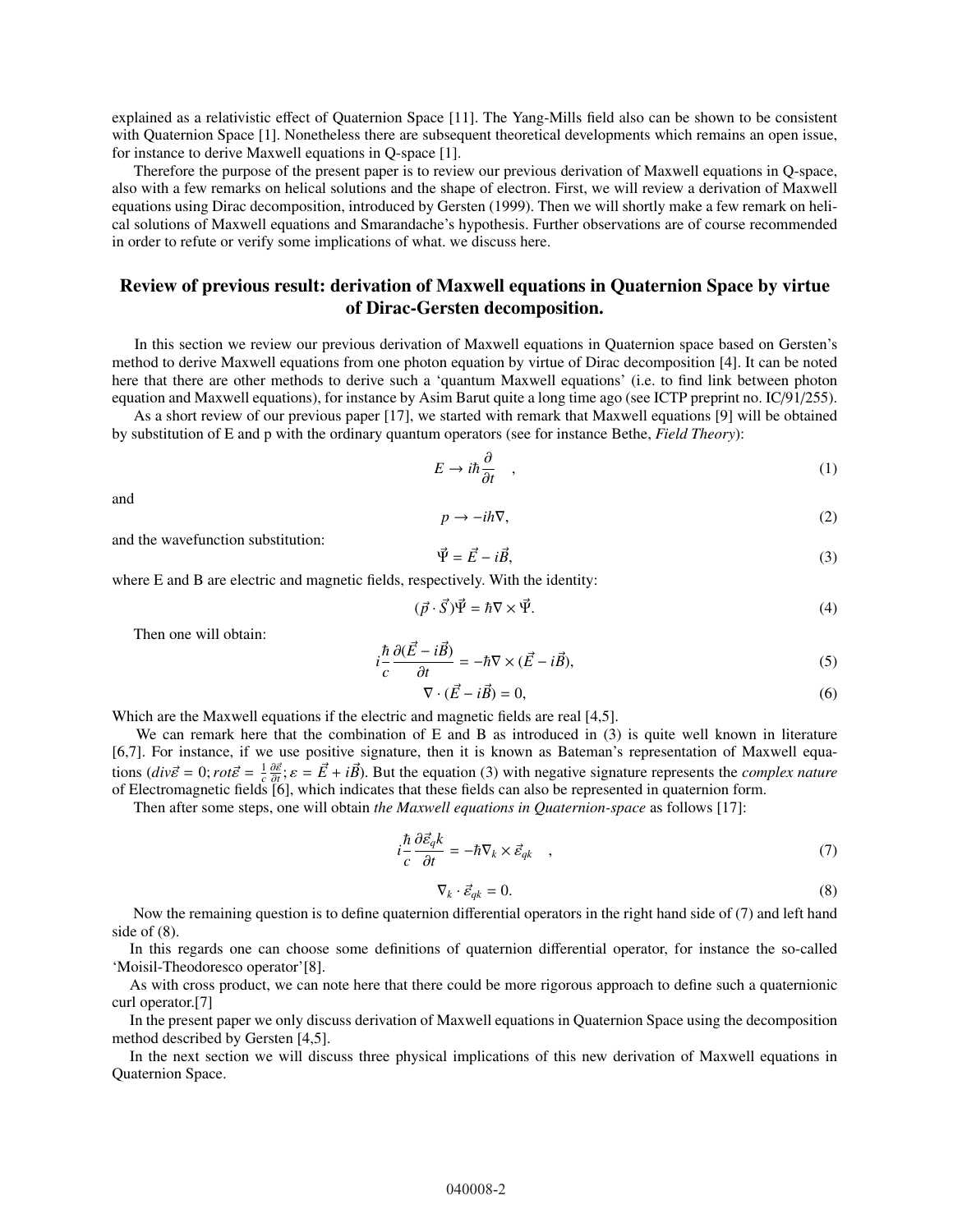explained as a relativistic effect of Quaternion Space [11]. The Yang-Mills field also can be shown to be consistent with Quaternion Space [1]. Nonetheless there are subsequent theoretical developments which remains an open issue, for instance to derive Maxwell equations in Q-space [1].

Therefore the purpose of the present paper is to review our previous derivation of Maxwell equations in Q-space, also with a few remarks on helical solutions and the shape of electron. First, we will review a derivation of Maxwell equations using Dirac decomposition, introduced by Gersten (1999). Then we will shortly make a few remark on helical solutions of Maxwell equations and Smarandache's hypothesis. Further observations are of course recommended in order to refute or verify some implications of what. we discuss here.

## Review of previous result: derivation of Maxwell equations in Quaternion Space by virtue of Dirac-Gersten decomposition.

In this section we review our previous derivation of Maxwell equations in Quaternion space based on Gersten's method to derive Maxwell equations from one photon equation by virtue of Dirac decomposition [4]. It can be noted here that there are other methods to derive such a 'quantum Maxwell equations' (i.e. to find link between photon equation and Maxwell equations), for instance by Asim Barut quite a long time ago (see ICTP preprint no. IC/91/255).

As a short review of our previous paper [17], we started with remark that Maxwell equations [9] will be obtained by substitution of E and p with the ordinary quantum operators (see for instance Bethe, *Field Theory*):

$$E \rightarrow i\hbar \frac{\partial}{\partial t} \quad , \tag{1}$$

and

$$p \rightarrow -ih\nabla, \tag{2}$$

and the wavefunction substitution:

$$\vec{\Psi} = \vec{E} - i\vec{B}, \tag{3}$$

where E and B are electric and magnetic fields, respectively. With the identity:

$$(\vec{p} \cdot \vec{S})\vec{\Psi} = \hbar\nabla \times \vec{\Psi}. \tag{4}$$

Then one will obtain:

$$i\frac{\hbar}{c}\frac{\partial(\vec{E} - i\vec{B})}{\partial t} = -\hbar\nabla \times (\vec{E} - i\vec{B}), \tag{5}$$

$$\nabla \cdot (\vec{E} - i\vec{B}) = 0, \tag{6}$$

Which are the Maxwell equations if the electric and magnetic fields are real [4,5].

We can remark here that the combination of E and B as introduced in (3) is quite well known in literature [6,7]. For instance, if we use positive signature, then it is known as Bateman's representation of Maxwell equations ($div\vec{\varepsilon} = 0; rot\vec{\varepsilon} = \frac{1}{c}\frac{\partial\vec{\varepsilon}}{\partial t}; \varepsilon = \vec{E} + i\vec{B}$). But the equation (3) with negative signature represents the *complex nature* of Electromagnetic fields [6], which indicates that these fields can also be represented in quaternion form.

Then after some steps, one will obtain *the Maxwell equations in Quaternion-space* as follows [17]:

$$i\frac{\hbar}{c}\frac{\partial\vec{\varepsilon}_q k}{\partial t} = -\hbar\nabla_k \times \vec{\varepsilon}_{qk} \quad , \tag{7}$$

$$\nabla_k \cdot \vec{\varepsilon}_{qk} = 0. \tag{8}$$

Now the remaining question is to define quaternion differential operators in the right hand side of (7) and left hand side of (8).

In this regards one can choose some definitions of quaternion differential operator, for instance the so-called 'Moisil-Theodoresco operator'[8].

As with cross product, we can note here that there could be more rigorous approach to define such a quaternionic curl operator.[7]

In the present paper we only discuss derivation of Maxwell equations in Quaternion Space using the decomposition method described by Gersten [4,5].

In the next section we will discuss three physical implications of this new derivation of Maxwell equations in Quaternion Space.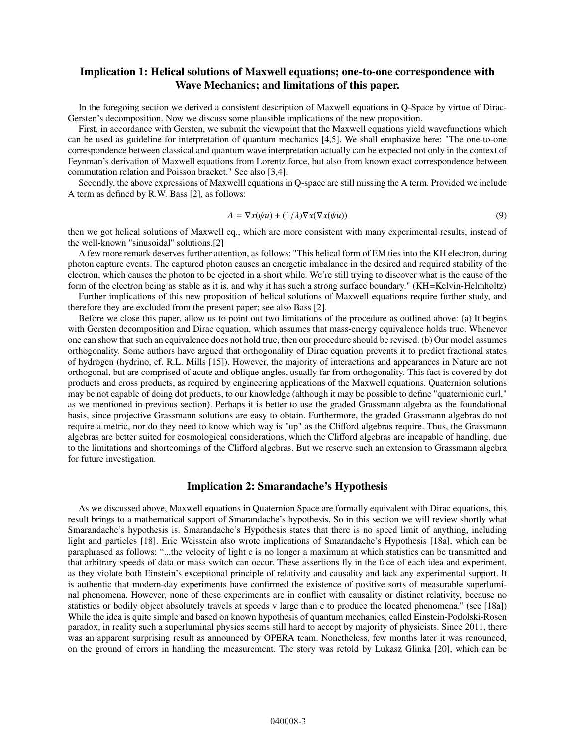## Implication 1: Helical solutions of Maxwell equations; one-to-one correspondence with Wave Mechanics; and limitations of this paper.

In the foregoing section we derived a consistent description of Maxwell equations in Q-Space by virtue of Dirac-Gersten's decomposition. Now we discuss some plausible implications of the new proposition.

First, in accordance with Gersten, we submit the viewpoint that the Maxwell equations yield wavefunctions which can be used as guideline for interpretation of quantum mechanics [4,5]. We shall emphasize here: "The one-to-one correspondence between classical and quantum wave interpretation actually can be expected not only in the context of Feynman's derivation of Maxwell equations from Lorentz force, but also from known exact correspondence between commutation relation and Poisson bracket." See also [3,4].

Secondly, the above expressions of Maxwelll equations in Q-space are still missing the A term. Provided we include A term as defined by R.W. Bass [2], as follows:

$$A = \nabla x(\psi u) + (1/\lambda)\nabla x(\nabla x(\psi u)) \tag{9}$$

then we got helical solutions of Maxwell eq., which are more consistent with many experimental results, instead of the well-known "sinusoidal" solutions.[2]

A few more remark deserves further attention, as follows: "This helical form of EM ties into the KH electron, during photon capture events. The captured photon causes an energetic imbalance in the desired and required stability of the electron, which causes the photon to be ejected in a short while. We're still trying to discover what is the cause of the form of the electron being as stable as it is, and why it has such a strong surface boundary." (KH=Kelvin-Helmholtz)

Further implications of this new proposition of helical solutions of Maxwell equations require further study, and therefore they are excluded from the present paper; see also Bass [2].

Before we close this paper, allow us to point out two limitations of the procedure as outlined above: (a) It begins with Gersten decomposition and Dirac equation, which assumes that mass-energy equivalence holds true. Whenever one can show that such an equivalence does not hold true, then our procedure should be revised. (b) Our model assumes orthogonality. Some authors have argued that orthogonality of Dirac equation prevents it to predict fractional states of hydrogen (hydrino, cf. R.L. Mills [15]). However, the majority of interactions and appearances in Nature are not orthogonal, but are comprised of acute and oblique angles, usually far from orthogonality. This fact is covered by dot products and cross products, as required by engineering applications of the Maxwell equations. Quaternion solutions may be not capable of doing dot products, to our knowledge (although it may be possible to define "quaternionic curl," as we mentioned in previous section). Perhaps it is better to use the graded Grassmann algebra as the foundational basis, since projective Grassmann solutions are easy to obtain. Furthermore, the graded Grassmann algebras do not require a metric, nor do they need to know which way is "up" as the Clifford algebras require. Thus, the Grassmann algebras are better suited for cosmological considerations, which the Clifford algebras are incapable of handling, due to the limitations and shortcomings of the Clifford algebras. But we reserve such an extension to Grassmann algebra for future investigation.

## Implication 2: Smarandache's Hypothesis

As we discussed above, Maxwell equations in Quaternion Space are formally equivalent with Dirac equations, this result brings to a mathematical support of Smarandache's hypothesis. So in this section we will review shortly what Smarandache's hypothesis is. Smarandache's Hypothesis states that there is no speed limit of anything, including light and particles [18]. Eric Weisstein also wrote implications of Smarandache's Hypothesis [18a], which can be paraphrased as follows: "...the velocity of light c is no longer a maximum at which statistics can be transmitted and that arbitrary speeds of data or mass switch can occur. These assertions fly in the face of each idea and experiment, as they violate both Einstein's exceptional principle of relativity and causality and lack any experimental support. It is authentic that modern-day experiments have confirmed the existence of positive sorts of measurable superluminal phenomena. However, none of these experiments are in conflict with causality or distinct relativity, because no statistics or bodily object absolutely travels at speeds v large than c to produce the located phenomena." (see [18a]) While the idea is quite simple and based on known hypothesis of quantum mechanics, called Einstein-Podolski-Rosen paradox, in reality such a superluminal physics seems still hard to accept by majority of physicists. Since 2011, there was an apparent surprising result as announced by OPERA team. Nonetheless, few months later it was renounced, on the ground of errors in handling the measurement. The story was retold by Lukasz Glinka [20], which can be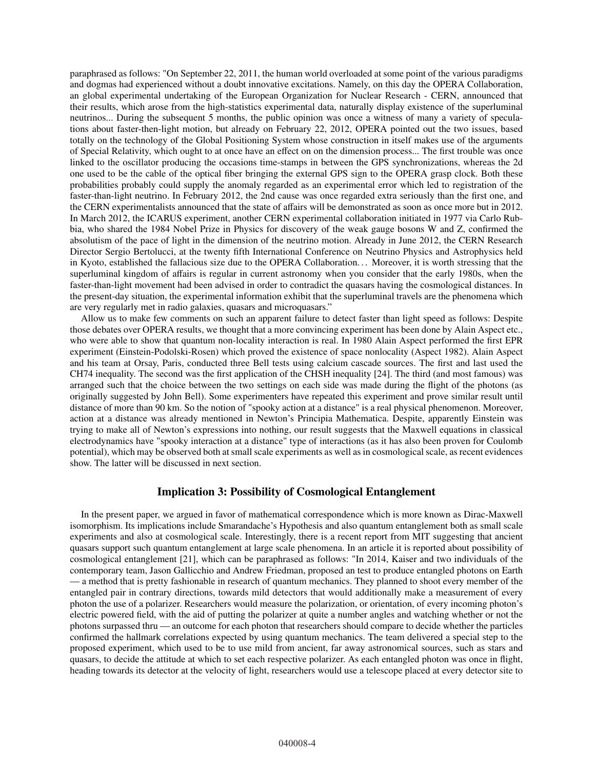paraphrased as follows: "On September 22, 2011, the human world overloaded at some point of the various paradigms and dogmas had experienced without a doubt innovative excitations. Namely, on this day the OPERA Collaboration, an global experimental undertaking of the European Organization for Nuclear Research - CERN, announced that their results, which arose from the high-statistics experimental data, naturally display existence of the superluminal neutrinos... During the subsequent 5 months, the public opinion was once a witness of many a variety of speculations about faster-then-light motion, but already on February 22, 2012, OPERA pointed out the two issues, based totally on the technology of the Global Positioning System whose construction in itself makes use of the arguments of Special Relativity, which ought to at once have an effect on on the dimension process... The first trouble was once linked to the oscillator producing the occasions time-stamps in between the GPS synchronizations, whereas the 2d one used to be the cable of the optical fiber bringing the external GPS sign to the OPERA grasp clock. Both these probabilities probably could supply the anomaly regarded as an experimental error which led to registration of the faster-than-light neutrino. In February 2012, the 2nd cause was once regarded extra seriously than the first one, and the CERN experimentalists announced that the state of affairs will be demonstrated as soon as once more but in 2012. In March 2012, the ICARUS experiment, another CERN experimental collaboration initiated in 1977 via Carlo Rubbia, who shared the 1984 Nobel Prize in Physics for discovery of the weak gauge bosons W and Z, confirmed the absolutism of the pace of light in the dimension of the neutrino motion. Already in June 2012, the CERN Research Director Sergio Bertolucci, at the twenty fifth International Conference on Neutrino Physics and Astrophysics held in Kyoto, established the fallacious size due to the OPERA Collaboration… Moreover, it is worth stressing that the superluminal kingdom of affairs is regular in current astronomy when you consider that the early 1980s, when the faster-than-light movement had been advised in order to contradict the quasars having the cosmological distances. In the present-day situation, the experimental information exhibit that the superluminal travels are the phenomena which are very regularly met in radio galaxies, quasars and microquasars."

Allow us to make few comments on such an apparent failure to detect faster than light speed as follows: Despite those debates over OPERA results, we thought that a more convincing experiment has been done by Alain Aspect etc., who were able to show that quantum non-locality interaction is real. In 1980 Alain Aspect performed the first EPR experiment (Einstein-Podolski-Rosen) which proved the existence of space nonlocality (Aspect 1982). Alain Aspect and his team at Orsay, Paris, conducted three Bell tests using calcium cascade sources. The first and last used the CH74 inequality. The second was the first application of the CHSH inequality [24]. The third (and most famous) was arranged such that the choice between the two settings on each side was made during the flight of the photons (as originally suggested by John Bell). Some experimenters have repeated this experiment and prove similar result until distance of more than 90 km. So the notion of "spooky action at a distance" is a real physical phenomenon. Moreover, action at a distance was already mentioned in Newton's Principia Mathematica. Despite, apparently Einstein was trying to make all of Newton's expressions into nothing, our result suggests that the Maxwell equations in classical electrodynamics have "spooky interaction at a distance" type of interactions (as it has also been proven for Coulomb potential), which may be observed both at small scale experiments as well as in cosmological scale, as recent evidences show. The latter will be discussed in next section.

## Implication 3: Possibility of Cosmological Entanglement

In the present paper, we argued in favor of mathematical correspondence which is more known as Dirac-Maxwell isomorphism. Its implications include Smarandache's Hypothesis and also quantum entanglement both as small scale experiments and also at cosmological scale. Interestingly, there is a recent report from MIT suggesting that ancient quasars support such quantum entanglement at large scale phenomena. In an article it is reported about possibility of cosmological entanglement [21], which can be paraphrased as follows: "In 2014, Kaiser and two individuals of the contemporary team, Jason Gallicchio and Andrew Friedman, proposed an test to produce entangled photons on Earth — a method that is pretty fashionable in research of quantum mechanics. They planned to shoot every member of the entangled pair in contrary directions, towards mild detectors that would additionally make a measurement of every photon the use of a polarizer. Researchers would measure the polarization, or orientation, of every incoming photon's electric powered field, with the aid of putting the polarizer at quite a number angles and watching whether or not the photons surpassed thru — an outcome for each photon that researchers should compare to decide whether the particles confirmed the hallmark correlations expected by using quantum mechanics. The team delivered a special step to the proposed experiment, which used to be to use mild from ancient, far away astronomical sources, such as stars and quasars, to decide the attitude at which to set each respective polarizer. As each entangled photon was once in flight, heading towards its detector at the velocity of light, researchers would use a telescope placed at every detector site to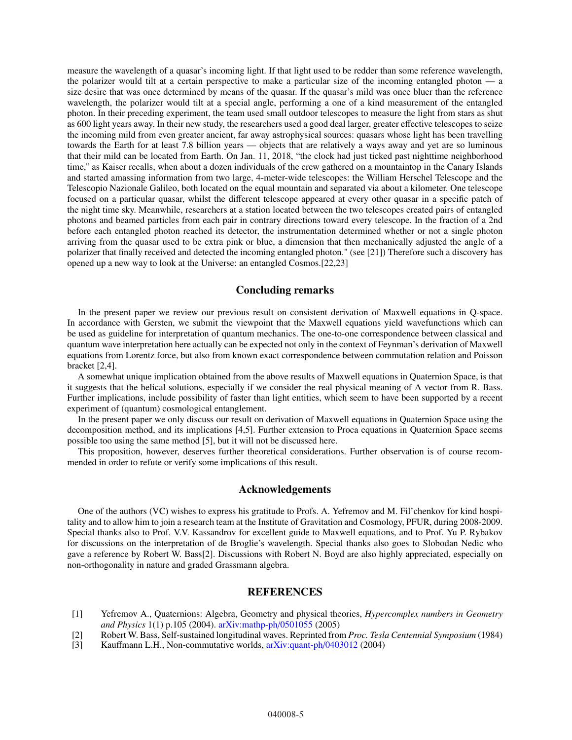measure the wavelength of a quasar's incoming light. If that light used to be redder than some reference wavelength, the polarizer would tilt at a certain perspective to make a particular size of the incoming entangled photon — a size desire that was once determined by means of the quasar. If the quasar's mild was once bluer than the reference wavelength, the polarizer would tilt at a special angle, performing a one of a kind measurement of the entangled photon. In their preceding experiment, the team used small outdoor telescopes to measure the light from stars as shut as 600 light years away. In their new study, the researchers used a good deal larger, greater effective telescopes to seize the incoming mild from even greater ancient, far away astrophysical sources: quasars whose light has been travelling towards the Earth for at least 7.8 billion years — objects that are relatively a ways away and yet are so luminous that their mild can be located from Earth. On Jan. 11, 2018, "the clock had just ticked past nighttime neighborhood time," as Kaiser recalls, when about a dozen individuals of the crew gathered on a mountaintop in the Canary Islands and started amassing information from two large, 4-meter-wide telescopes: the William Herschel Telescope and the Telescopio Nazionale Galileo, both located on the equal mountain and separated via about a kilometer. One telescope focused on a particular quasar, whilst the different telescope appeared at every other quasar in a specific patch of the night time sky. Meanwhile, researchers at a station located between the two telescopes created pairs of entangled photons and beamed particles from each pair in contrary directions toward every telescope. In the fraction of a 2nd before each entangled photon reached its detector, the instrumentation determined whether or not a single photon arriving from the quasar used to be extra pink or blue, a dimension that then mechanically adjusted the angle of a polarizer that finally received and detected the incoming entangled photon." (see [21]) Therefore such a discovery has opened up a new way to look at the Universe: an entangled Cosmos.[22,23]

## Concluding remarks

In the present paper we review our previous result on consistent derivation of Maxwell equations in Q-space. In accordance with Gersten, we submit the viewpoint that the Maxwell equations yield wavefunctions which can be used as guideline for interpretation of quantum mechanics. The one-to-one correspondence between classical and quantum wave interpretation here actually can be expected not only in the context of Feynman's derivation of Maxwell equations from Lorentz force, but also from known exact correspondence between commutation relation and Poisson bracket [2,4].

A somewhat unique implication obtained from the above results of Maxwell equations in Quaternion Space, is that it suggests that the helical solutions, especially if we consider the real physical meaning of A vector from R. Bass. Further implications, include possibility of faster than light entities, which seem to have been supported by a recent experiment of (quantum) cosmological entanglement.

In the present paper we only discuss our result on derivation of Maxwell equations in Quaternion Space using the decomposition method, and its implications [4,5]. Further extension to Proca equations in Quaternion Space seems possible too using the same method [5], but it will not be discussed here.

This proposition, however, deserves further theoretical considerations. Further observation is of course recommended in order to refute or verify some implications of this result.

## Acknowledgements

One of the authors (VC) wishes to express his gratitude to Profs. A. Yefremov and M. Fil'chenkov for kind hospitality and to allow him to join a research team at the Institute of Gravitation and Cosmology, PFUR, during 2008-2009. Special thanks also to Prof. V.V. Kassandrov for excellent guide to Maxwell equations, and to Prof. Yu P. Rybakov for discussions on the interpretation of de Broglie's wavelength. Special thanks also goes to Slobodan Nedic who gave a reference by Robert W. Bass[2]. Discussions with Robert N. Boyd are also highly appreciated, especially on non-orthogonality in nature and graded Grassmann algebra.

## REFERENCES

[1] Yefremov A., Quaternions: Algebra, Geometry and physical theories, *Hypercomplex numbers in Geometry and Physics* 1(1) p.105 (2004). arXiv:mathp-ph/0501055 (2005)

[2] Robert W. Bass, Self-sustained longitudinal waves. Reprinted from *Proc. Tesla Centennial Symposium* (1984)

[3] Kauffmann L.H., Non-commutative worlds, arXiv:quant-ph/0403012 (2004)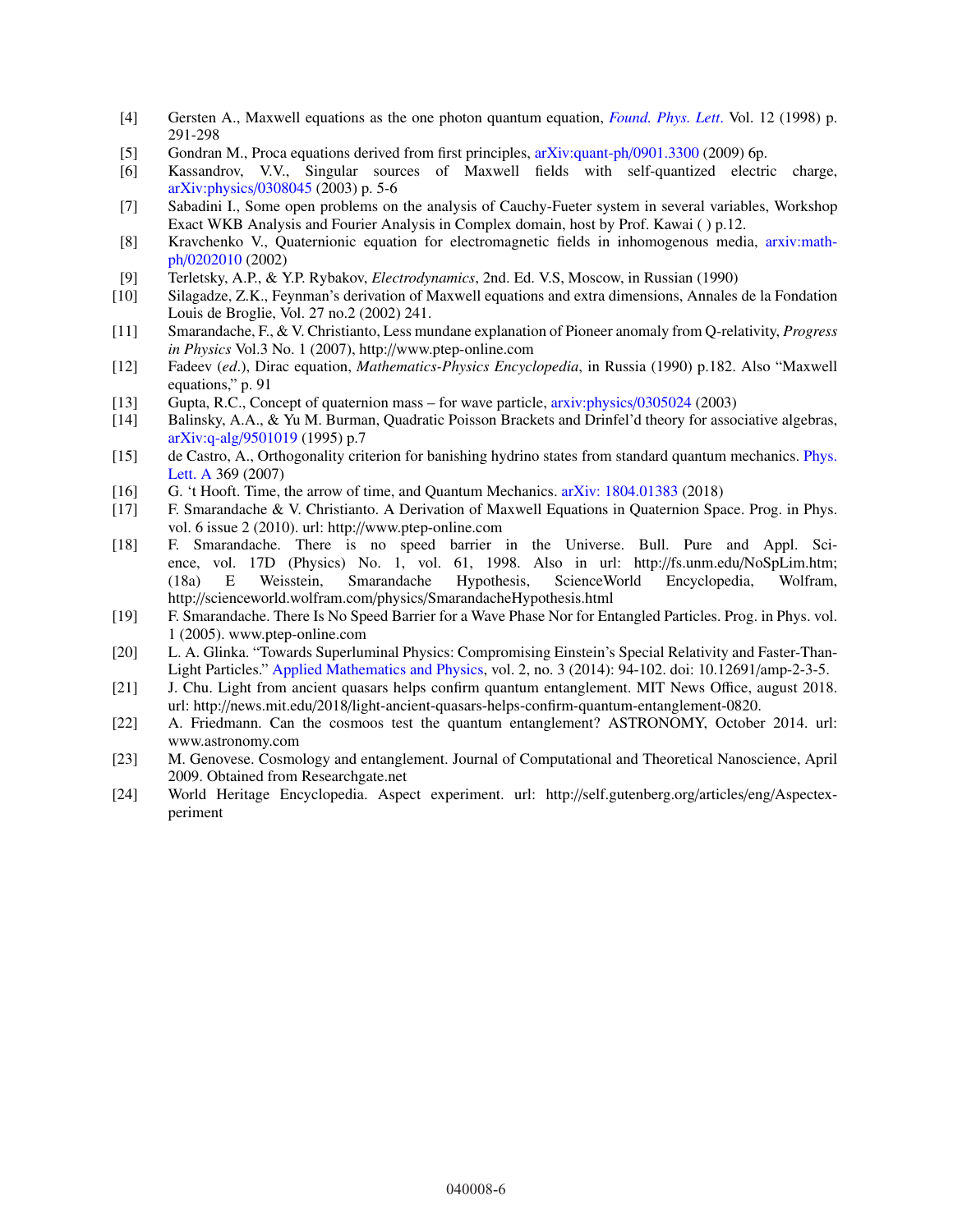[4] Gersten A., Maxwell equations as the one photon quantum equation, *Found. Phys. Lett*. Vol. 12 (1998) p. 291-298

[5] Gondran M., Proca equations derived from first principles, arXiv:quant-ph/0901.3300 (2009) 6p.

[6] Kassandrov, V.V., Singular sources of Maxwell fields with self-quantized electric charge, arXiv:physics/0308045 (2003) p. 5-6

[7] Sabadini I., Some open problems on the analysis of Cauchy-Fueter system in several variables, Workshop Exact WKB Analysis and Fourier Analysis in Complex domain, host by Prof. Kawai ( ) p.12.

[8] Kravchenko V., Quaternionic equation for electromagnetic fields in inhomogenous media, arxiv:math-ph/0202010 (2002)

[9] Terletsky, A.P., & Y.P. Rybakov, *Electrodynamics*, 2nd. Ed. V.S, Moscow, in Russian (1990)

[10] Silagadze, Z.K., Feynman's derivation of Maxwell equations and extra dimensions, Annales de la Fondation Louis de Broglie, Vol. 27 no.2 (2002) 241.

[11] Smarandache, F., & V. Christianto, Less mundane explanation of Pioneer anomaly from Q-relativity, *Progress in Physics* Vol.3 No. 1 (2007), http://www.ptep-online.com

[12] Fadeev (*ed*.), Dirac equation, *Mathematics-Physics Encyclopedia*, in Russia (1990) p.182. Also "Maxwell equations," p. 91

[13] Gupta, R.C., Concept of quaternion mass – for wave particle, arxiv:physics/0305024 (2003)

[14] Balinsky, A.A., & Yu M. Burman, Quadratic Poisson Brackets and Drinfel'd theory for associative algebras, arXiv:q-alg/9501019 (1995) p.7

[15] de Castro, A., Orthogonality criterion for banishing hydrino states from standard quantum mechanics. Phys. Lett. A 369 (2007)

[16] G. 't Hooft. Time, the arrow of time, and Quantum Mechanics. arXiv: 1804.01383 (2018)

[17] F. Smarandache & V. Christianto. A Derivation of Maxwell Equations in Quaternion Space. Prog. in Phys. vol. 6 issue 2 (2010). url: http://www.ptep-online.com

[18] F. Smarandache. There is no speed barrier in the Universe. Bull. Pure and Appl. Science, vol. 17D (Physics) No. 1, vol. 61, 1998. Also in url: http://fs.unm.edu/NoSpLim.htm; (18a) E Weisstein, Smarandache Hypothesis, ScienceWorld Encyclopedia, Wolfram, http://scienceworld.wolfram.com/physics/SmarandacheHypothesis.html

[19] F. Smarandache. There Is No Speed Barrier for a Wave Phase Nor for Entangled Particles. Prog. in Phys. vol. 1 (2005). www.ptep-online.com

[20] L. A. Glinka. "Towards Superluminal Physics: Compromising Einstein's Special Relativity and Faster-Than-Light Particles." Applied Mathematics and Physics, vol. 2, no. 3 (2014): 94-102. doi: 10.12691/amp-2-3-5.

[21] J. Chu. Light from ancient quasars helps confirm quantum entanglement. MIT News Office, august 2018. url: http://news.mit.edu/2018/light-ancient-quasars-helps-confirm-quantum-entanglement-0820.

[22] A. Friedmann. Can the cosmoos test the quantum entanglement? ASTRONOMY, October 2014. url: www.astronomy.com

[23] M. Genovese. Cosmology and entanglement. Journal of Computational and Theoretical Nanoscience, April 2009. Obtained from Researchgate.net

[24] World Heritage Encyclopedia. Aspect experiment. url: http://self.gutenberg.org/articles/eng/Aspectexperiment